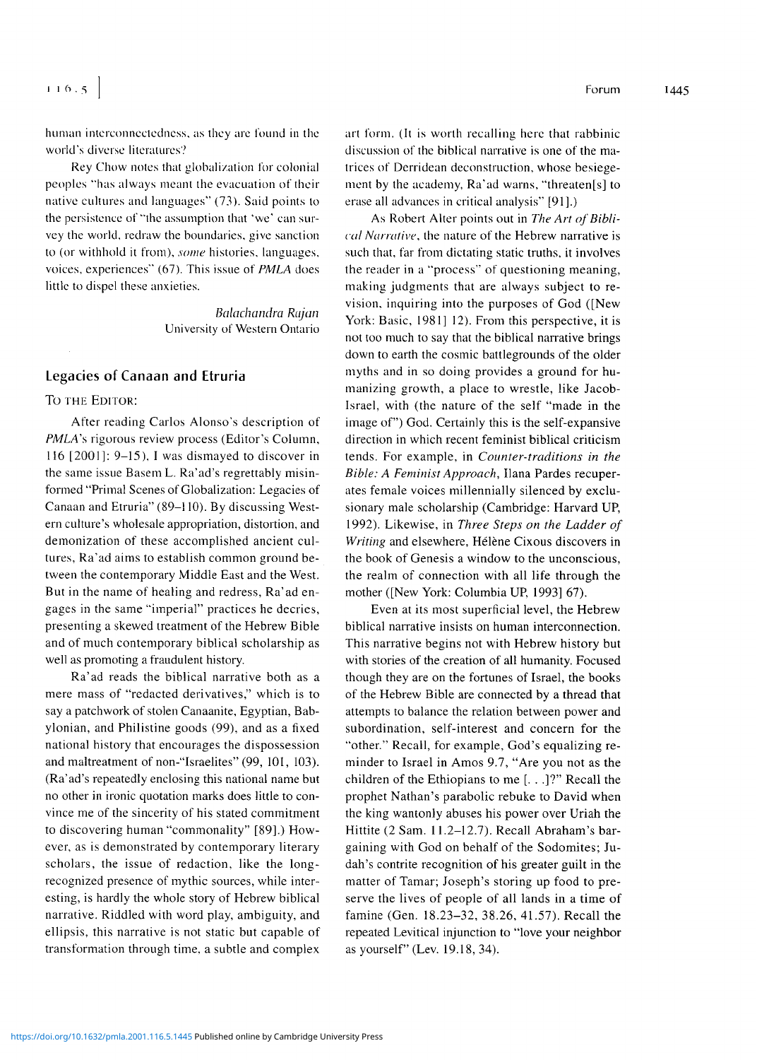human interconnectedness, as they are found in the world's diverse literatures?

Rey Chow notes that globalization for colonial peoples "has always meant the evacuation of their native cultures and languages" (73). Said points to the persistence of "the assumption that 'we' can survey the world, redraw the boundaries, give sanction to (or withhold it from), *some* histories, languages, voices, experiences" (67). This issue of *PMLA* does little to dispel these anxieties.

*Balachandra Rajan*
University of Western Ontario

## Legacies of Canaan and Etruria

TO THE EDITOR:

After reading Carlos Alonso's description of *PMLA*'s rigorous review process (Editor's Column, 116 [2001]: 9–15), I was dismayed to discover in the same issue Basem L. Ra'ad's regrettably misinformed "Primal Scenes of Globalization: Legacies of Canaan and Etruria" (89–110). By discussing Western culture's wholesale appropriation, distortion, and demonization of these accomplished ancient cultures, Ra'ad aims to establish common ground between the contemporary Middle East and the West. But in the name of healing and redress, Ra'ad engages in the same "imperial" practices he decries, presenting a skewed treatment of the Hebrew Bible and of much contemporary biblical scholarship as well as promoting a fraudulent history.

Ra'ad reads the biblical narrative both as a mere mass of "redacted derivatives," which is to say a patchwork of stolen Canaanite, Egyptian, Babylonian, and Philistine goods (99), and as a fixed national history that encourages the dispossession and maltreatment of non-"Israelites" (99, 101, 103). (Ra'ad's repeatedly enclosing this national name but no other in ironic quotation marks does little to convince me of the sincerity of his stated commitment to discovering human "commonality" [89].) However, as is demonstrated by contemporary literary scholars, the issue of redaction, like the long-recognized presence of mythic sources, while interesting, is hardly the whole story of Hebrew biblical narrative. Riddled with word play, ambiguity, and ellipsis, this narrative is not static but capable of transformation through time, a subtle and complex art form. (It is worth recalling here that rabbinic discussion of the biblical narrative is one of the matrices of Derridean deconstruction, whose besiegement by the academy, Ra'ad warns, "threaten[s] to erase all advances in critical analysis" [91].)

As Robert Alter points out in *The Art of Biblical Narrative*, the nature of the Hebrew narrative is such that, far from dictating static truths, it involves the reader in a "process" of questioning meaning, making judgments that are always subject to revision, inquiring into the purposes of God ([New York: Basic, 1981] 12). From this perspective, it is not too much to say that the biblical narrative brings down to earth the cosmic battlegrounds of the older myths and in so doing provides a ground for humanizing growth, a place to wrestle, like Jacob-Israel, with (the nature of the self "made in the image of") God. Certainly this is the self-expansive direction in which recent feminist biblical criticism tends. For example, in *Counter-traditions in the Bible: A Feminist Approach*, Ilana Pardes recuperates female voices millennially silenced by exclusionary male scholarship (Cambridge: Harvard UP, 1992). Likewise, in *Three Steps on the Ladder of Writing* and elsewhere, Hélène Cixous discovers in the book of Genesis a window to the unconscious, the realm of connection with all life through the mother ([New York: Columbia UP, 1993] 67).

Even at its most superficial level, the Hebrew biblical narrative insists on human interconnection. This narrative begins not with Hebrew history but with stories of the creation of all humanity. Focused though they are on the fortunes of Israel, the books of the Hebrew Bible are connected by a thread that attempts to balance the relation between power and subordination, self-interest and concern for the "other." Recall, for example, God's equalizing reminder to Israel in Amos 9.7, "Are you not as the children of the Ethiopians to me [. . .]?" Recall the prophet Nathan's parabolic rebuke to David when the king wantonly abuses his power over Uriah the Hittite (2 Sam. 11.2–12.7). Recall Abraham's bargaining with God on behalf of the Sodomites; Judah's contrite recognition of his greater guilt in the matter of Tamar; Joseph's storing up food to preserve the lives of people of all lands in a time of famine (Gen. 18.23–32, 38.26, 41.57). Recall the repeated Levitical injunction to "love your neighbor as yourself" (Lev. 19.18, 34).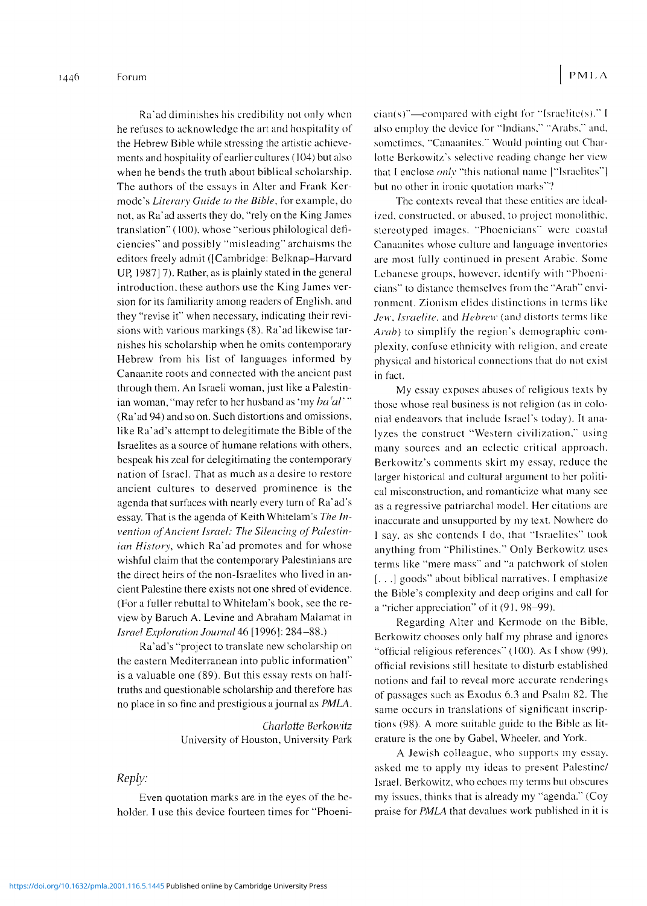Ra'ad diminishes his credibility not only when he refuses to acknowledge the art and hospitality of the Hebrew Bible while stressing the artistic achievements and hospitality of earlier cultures (104) but also when he bends the truth about biblical scholarship. The authors of the essays in Alter and Frank Kermode's *Literary Guide to the Bible*, for example, do not, as Ra'ad asserts they do, "rely on the King James translation" (100), whose "serious philological deficiencies" and possibly "misleading" archaisms the editors freely admit ([Cambridge: Belknap-Harvard UP, 1987] 7). Rather, as is plainly stated in the general introduction, these authors use the King James version for its familiarity among readers of English, and they "revise it" when necessary, indicating their revisions with various markings (8). Ra'ad likewise tarnishes his scholarship when he omits contemporary Hebrew from his list of languages informed by Canaanite roots and connected with the ancient past through them. An Israeli woman, just like a Palestinian woman, "may refer to her husband as 'my *ba'al*'" (Ra'ad 94) and so on. Such distortions and omissions, like Ra'ad's attempt to delegitimate the Bible of the Israelites as a source of humane relations with others, bespeak his zeal for delegitimating the contemporary nation of Israel. That as much as a desire to restore ancient cultures to deserved prominence is the agenda that surfaces with nearly every turn of Ra'ad's essay. That is the agenda of Keith Whitelam's *The Invention of Ancient Israel: The Silencing of Palestinian History*, which Ra'ad promotes and for whose wishful claim that the contemporary Palestinians are the direct heirs of the non-Israelites who lived in ancient Palestine there exists not one shred of evidence. (For a fuller rebuttal to Whitelam's book, see the review by Baruch A. Levine and Abraham Malamat in *Israel Exploration Journal* 46 [1996]: 284–88.)

Ra'ad's "project to translate new scholarship on the eastern Mediterranean into public information" is a valuable one (89). But this essay rests on half-truths and questionable scholarship and therefore has no place in so fine and prestigious a journal as *PMLA*.

*Charlotte Berkowitz*
University of Houston, University Park

*Reply:*

Even quotation marks are in the eyes of the beholder. I use this device fourteen times for "Phoenician(s)"—compared with eight for "Israelite(s)." I also employ the device for "Indians," "Arabs," and, sometimes, "Canaanites." Would pointing out Charlotte Berkowitz's selective reading change her view that I enclose *only* "this national name ["Israelites"] but no other in ironic quotation marks"?

The contexts reveal that these entities are idealized, constructed, or abused, to project monolithic, stereotyped images. "Phoenicians" were coastal Canaanites whose culture and language inventories are most fully continued in present Arabic. Some Lebanese groups, however, identify with "Phoenicians" to distance themselves from the "Arab" environment. Zionism elides distinctions in terms like *Jew*, *Israelite*, and *Hebrew* (and distorts terms like *Arab*) to simplify the region's demographic complexity, confuse ethnicity with religion, and create physical and historical connections that do not exist in fact.

My essay exposes abuses of religious texts by those whose real business is not religion (as in colonial endeavors that include Israel's today). It analyzes the construct "Western civilization," using many sources and an eclectic critical approach. Berkowitz's comments skirt my essay, reduce the larger historical and cultural argument to her political misconstruction, and romanticize what many see as a regressive patriarchal model. Her citations are inaccurate and unsupported by my text. Nowhere do I say, as she contends I do, that "Israelites" took anything from "Philistines." Only Berkowitz uses terms like "mere mass" and "a patchwork of stolen [. . .] goods" about biblical narratives. I emphasize the Bible's complexity and deep origins and call for a "richer appreciation" of it (91, 98–99).

Regarding Alter and Kermode on the Bible, Berkowitz chooses only half my phrase and ignores "official religious references" (100). As I show (99), official revisions still hesitate to disturb established notions and fail to reveal more accurate renderings of passages such as Exodus 6.3 and Psalm 82. The same occurs in translations of significant inscriptions (98). A more suitable guide to the Bible as literature is the one by Gabel, Wheeler, and York.

A Jewish colleague, who supports my essay, asked me to apply my ideas to present Palestine/Israel. Berkowitz, who echoes my terms but obscures my issues, thinks that is already my "agenda." (Coy praise for *PMLA* that devalues work published in it is